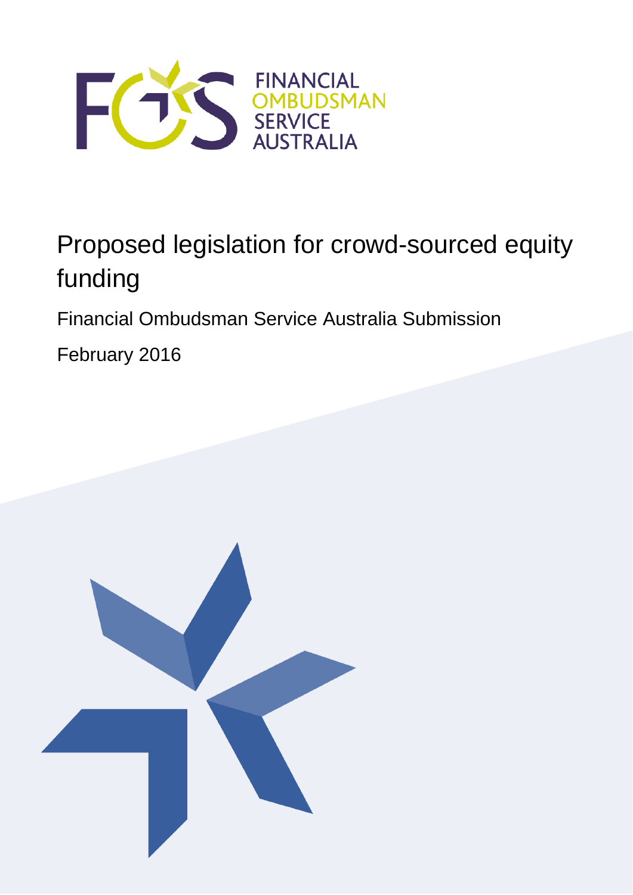FINANCIAL OMBUDSMAN SERVICE AUSTRALIA

# Proposed legislation for crowd-sourced equity funding

Financial Ombudsman Service Australia Submission

February 2016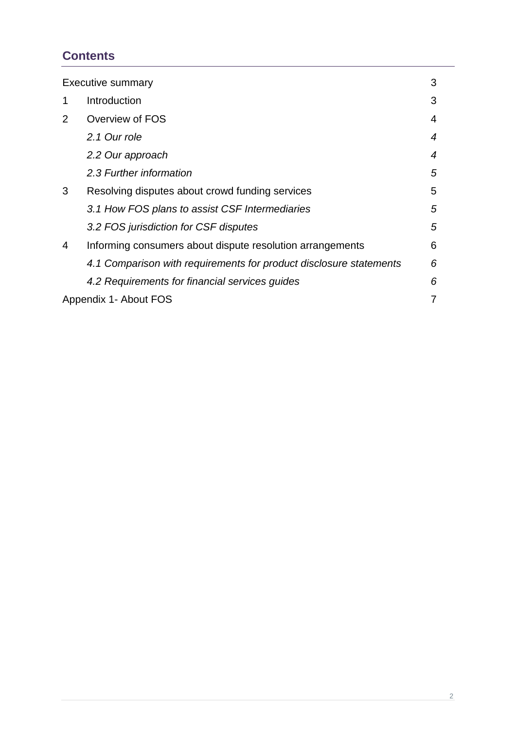## Contents

| | | |
|---|---|---|
| Executive summary | | 3 |
| 1 | Introduction | 3 |
| 2 | Overview of FOS | 4 |
| | *2.1 Our role* | *4* |
| | *2.2 Our approach* | *4* |
| | *2.3 Further information* | *5* |
| 3 | Resolving disputes about crowd funding services | 5 |
| | *3.1 How FOS plans to assist CSF Intermediaries* | *5* |
| | *3.2 FOS jurisdiction for CSF disputes* | *5* |
| 4 | Informing consumers about dispute resolution arrangements | 6 |
| | *4.1 Comparison with requirements for product disclosure statements* | *6* |
| | *4.2 Requirements for financial services guides* | *6* |
| Appendix 1- About FOS | | 7 |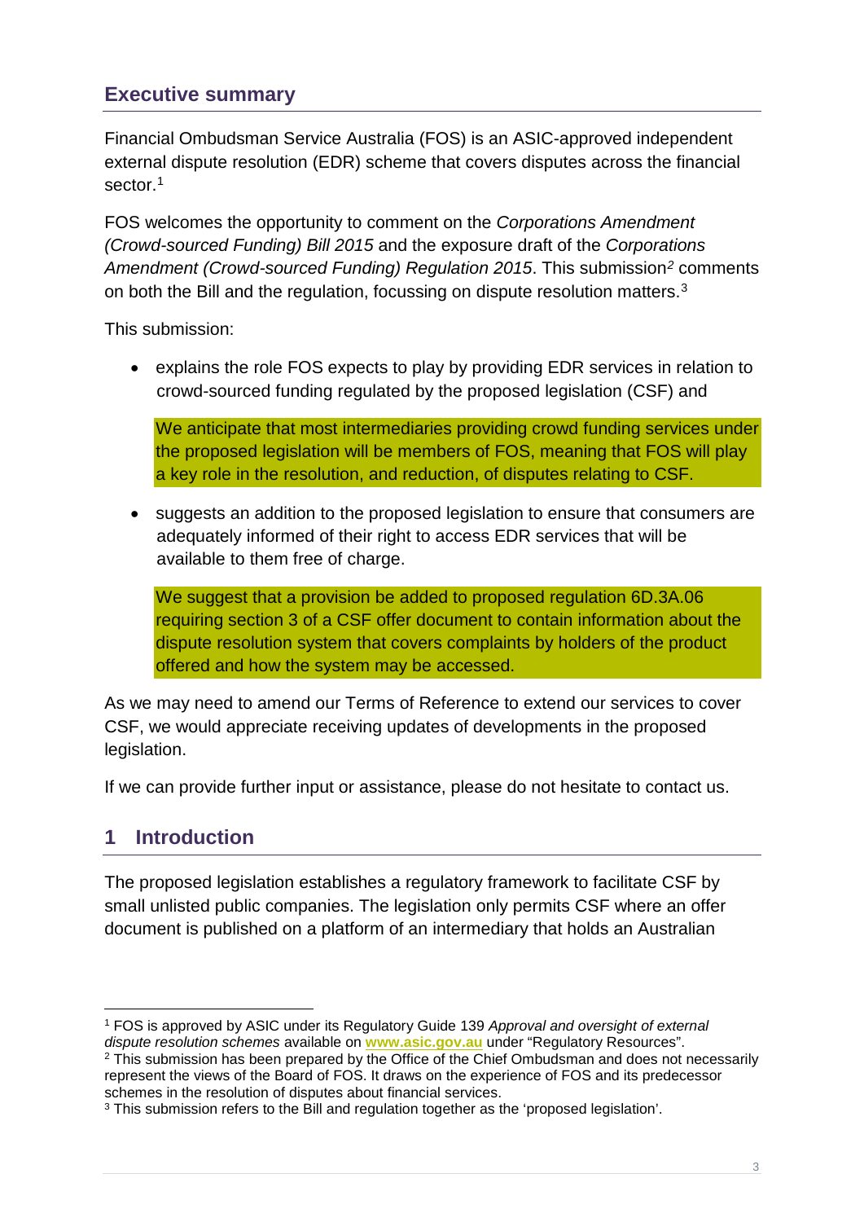## Executive summary

Financial Ombudsman Service Australia (FOS) is an ASIC-approved independent external dispute resolution (EDR) scheme that covers disputes across the financial sector.[1]

FOS welcomes the opportunity to comment on the *Corporations Amendment (Crowd-sourced Funding) Bill 2015* and the exposure draft of the *Corporations Amendment (Crowd-sourced Funding) Regulation 2015*. This submission[2] comments on both the Bill and the regulation, focussing on dispute resolution matters.[3]

This submission:

- explains the role FOS expects to play by providing EDR services in relation to crowd-sourced funding regulated by the proposed legislation (CSF) and

  We anticipate that most intermediaries providing crowd funding services under the proposed legislation will be members of FOS, meaning that FOS will play a key role in the resolution, and reduction, of disputes relating to CSF.

- suggests an addition to the proposed legislation to ensure that consumers are adequately informed of their right to access EDR services that will be available to them free of charge.

  We suggest that a provision be added to proposed regulation 6D.3A.06 requiring section 3 of a CSF offer document to contain information about the dispute resolution system that covers complaints by holders of the product offered and how the system may be accessed.

As we may need to amend our Terms of Reference to extend our services to cover CSF, we would appreciate receiving updates of developments in the proposed legislation.

If we can provide further input or assistance, please do not hesitate to contact us.

## 1 Introduction

The proposed legislation establishes a regulatory framework to facilitate CSF by small unlisted public companies. The legislation only permits CSF where an offer document is published on a platform of an intermediary that holds an Australian

---

[1] FOS is approved by ASIC under its Regulatory Guide 139 *Approval and oversight of external dispute resolution schemes* available on **www.asic.gov.au** under "Regulatory Resources".

[2] This submission has been prepared by the Office of the Chief Ombudsman and does not necessarily represent the views of the Board of FOS. It draws on the experience of FOS and its predecessor schemes in the resolution of disputes about financial services.

[3] This submission refers to the Bill and regulation together as the 'proposed legislation'.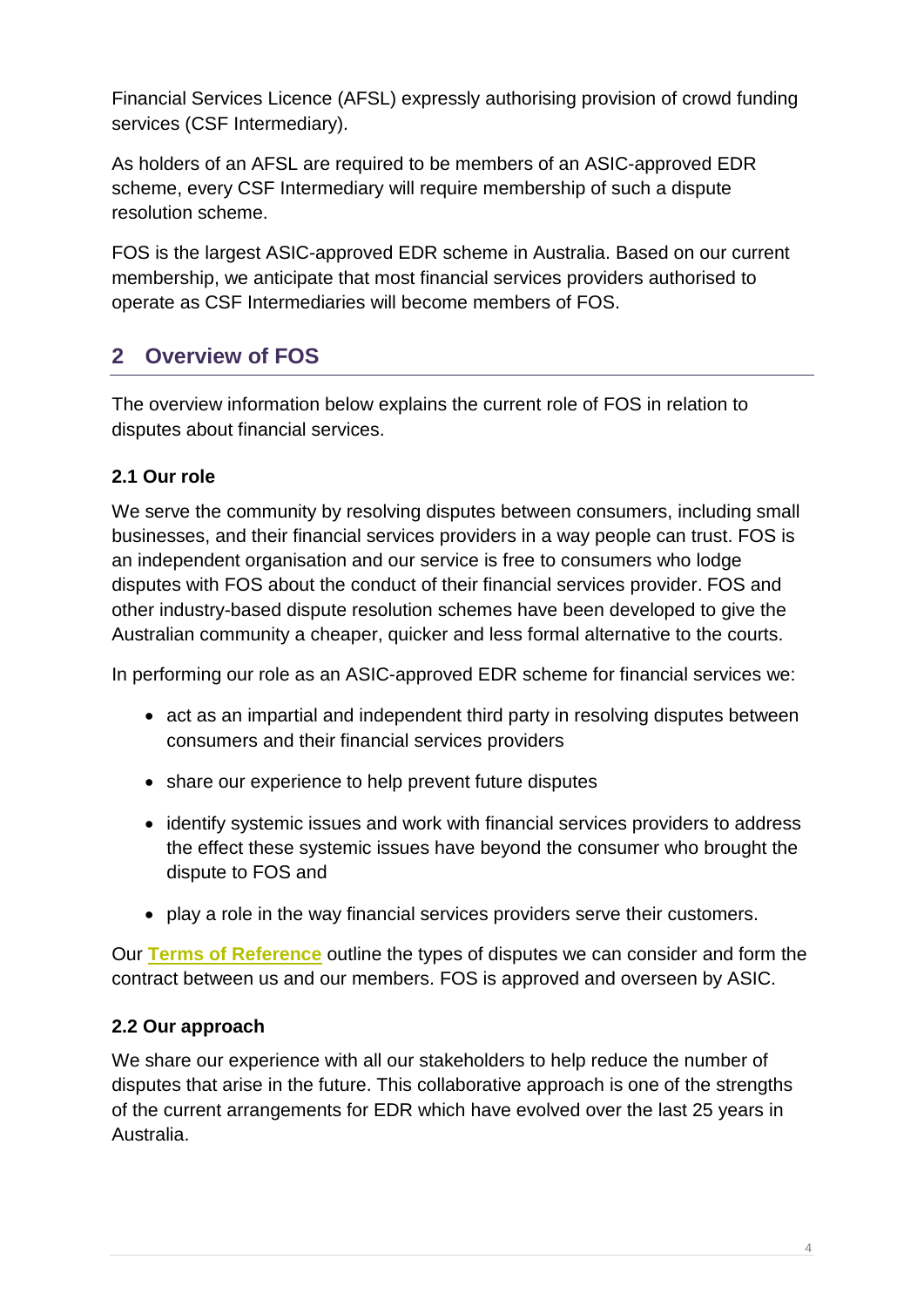Financial Services Licence (AFSL) expressly authorising provision of crowd funding services (CSF Intermediary).

As holders of an AFSL are required to be members of an ASIC-approved EDR scheme, every CSF Intermediary will require membership of such a dispute resolution scheme.

FOS is the largest ASIC-approved EDR scheme in Australia. Based on our current membership, we anticipate that most financial services providers authorised to operate as CSF Intermediaries will become members of FOS.

## 2 Overview of FOS

The overview information below explains the current role of FOS in relation to disputes about financial services.

### 2.1 Our role

We serve the community by resolving disputes between consumers, including small businesses, and their financial services providers in a way people can trust. FOS is an independent organisation and our service is free to consumers who lodge disputes with FOS about the conduct of their financial services provider. FOS and other industry-based dispute resolution schemes have been developed to give the Australian community a cheaper, quicker and less formal alternative to the courts.

In performing our role as an ASIC-approved EDR scheme for financial services we:

- act as an impartial and independent third party in resolving disputes between consumers and their financial services providers
- share our experience to help prevent future disputes
- identify systemic issues and work with financial services providers to address the effect these systemic issues have beyond the consumer who brought the dispute to FOS and
- play a role in the way financial services providers serve their customers.

Our **Terms of Reference** outline the types of disputes we can consider and form the contract between us and our members. FOS is approved and overseen by ASIC.

### 2.2 Our approach

We share our experience with all our stakeholders to help reduce the number of disputes that arise in the future. This collaborative approach is one of the strengths of the current arrangements for EDR which have evolved over the last 25 years in Australia.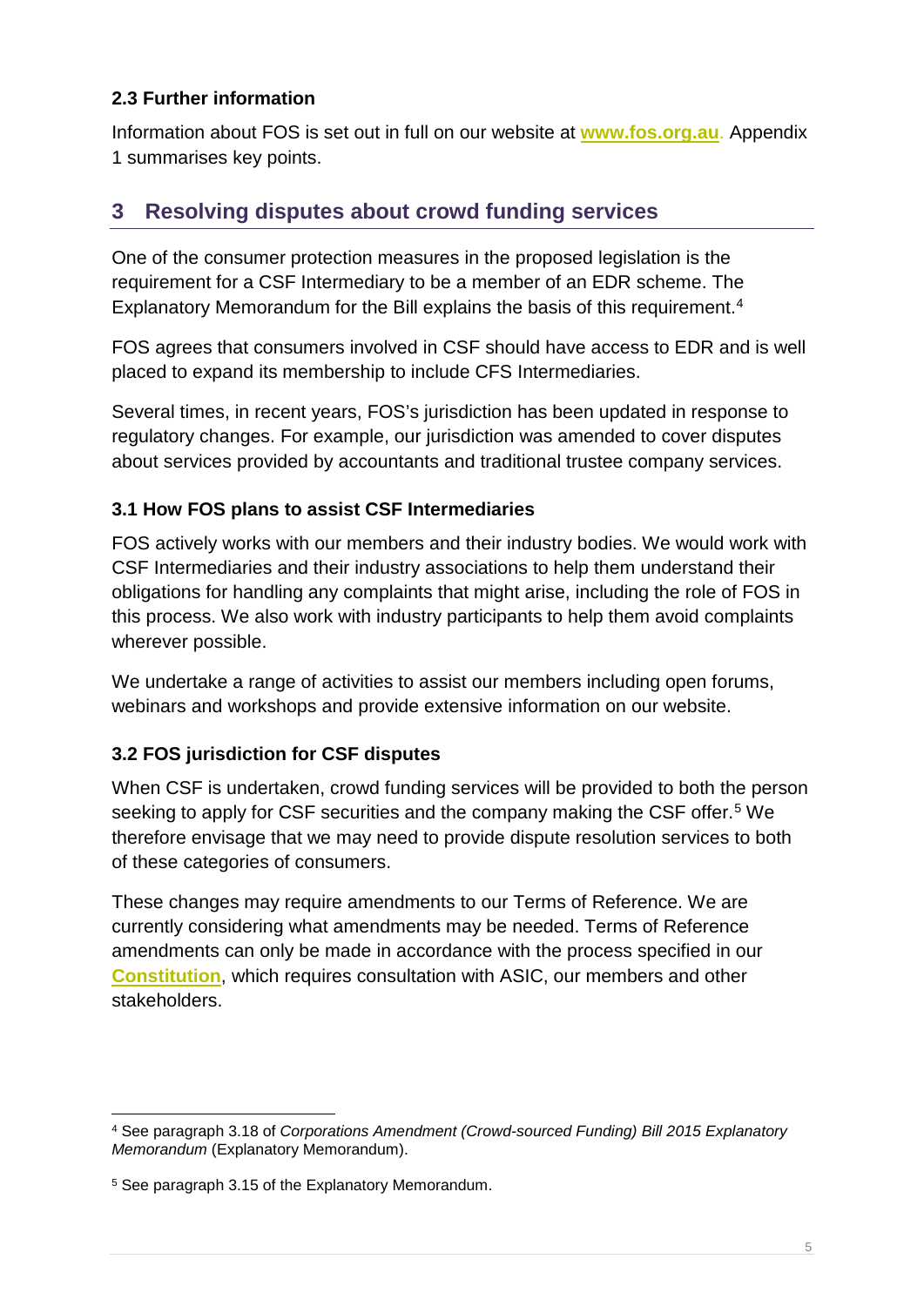### 2.3 Further information

Information about FOS is set out in full on our website at **www.fos.org.au**. Appendix 1 summarises key points.

## 3 Resolving disputes about crowd funding services

One of the consumer protection measures in the proposed legislation is the requirement for a CSF Intermediary to be a member of an EDR scheme. The Explanatory Memorandum for the Bill explains the basis of this requirement.[4]

FOS agrees that consumers involved in CSF should have access to EDR and is well placed to expand its membership to include CFS Intermediaries.

Several times, in recent years, FOS's jurisdiction has been updated in response to regulatory changes. For example, our jurisdiction was amended to cover disputes about services provided by accountants and traditional trustee company services.

### 3.1 How FOS plans to assist CSF Intermediaries

FOS actively works with our members and their industry bodies. We would work with CSF Intermediaries and their industry associations to help them understand their obligations for handling any complaints that might arise, including the role of FOS in this process. We also work with industry participants to help them avoid complaints wherever possible.

We undertake a range of activities to assist our members including open forums, webinars and workshops and provide extensive information on our website.

### 3.2 FOS jurisdiction for CSF disputes

When CSF is undertaken, crowd funding services will be provided to both the person seeking to apply for CSF securities and the company making the CSF offer.[5] We therefore envisage that we may need to provide dispute resolution services to both of these categories of consumers.

These changes may require amendments to our Terms of Reference. We are currently considering what amendments may be needed. Terms of Reference amendments can only be made in accordance with the process specified in our **Constitution**, which requires consultation with ASIC, our members and other stakeholders.

---

[4] See paragraph 3.18 of *Corporations Amendment (Crowd-sourced Funding) Bill 2015 Explanatory Memorandum* (Explanatory Memorandum).

[5] See paragraph 3.15 of the Explanatory Memorandum.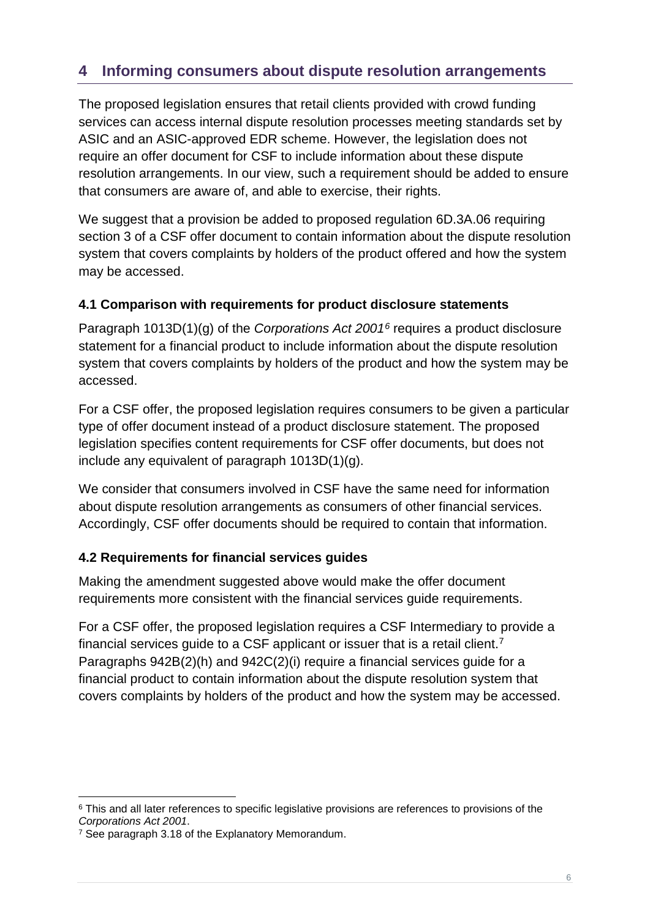## 4 Informing consumers about dispute resolution arrangements

The proposed legislation ensures that retail clients provided with crowd funding services can access internal dispute resolution processes meeting standards set by ASIC and an ASIC-approved EDR scheme. However, the legislation does not require an offer document for CSF to include information about these dispute resolution arrangements. In our view, such a requirement should be added to ensure that consumers are aware of, and able to exercise, their rights.

We suggest that a provision be added to proposed regulation 6D.3A.06 requiring section 3 of a CSF offer document to contain information about the dispute resolution system that covers complaints by holders of the product offered and how the system may be accessed.

### 4.1 Comparison with requirements for product disclosure statements

Paragraph 1013D(1)(g) of the *Corporations Act 2001*[6] requires a product disclosure statement for a financial product to include information about the dispute resolution system that covers complaints by holders of the product and how the system may be accessed.

For a CSF offer, the proposed legislation requires consumers to be given a particular type of offer document instead of a product disclosure statement. The proposed legislation specifies content requirements for CSF offer documents, but does not include any equivalent of paragraph 1013D(1)(g).

We consider that consumers involved in CSF have the same need for information about dispute resolution arrangements as consumers of other financial services. Accordingly, CSF offer documents should be required to contain that information.

### 4.2 Requirements for financial services guides

Making the amendment suggested above would make the offer document requirements more consistent with the financial services guide requirements.

For a CSF offer, the proposed legislation requires a CSF Intermediary to provide a financial services guide to a CSF applicant or issuer that is a retail client.[7] Paragraphs 942B(2)(h) and 942C(2)(i) require a financial services guide for a financial product to contain information about the dispute resolution system that covers complaints by holders of the product and how the system may be accessed.

---

[6] This and all later references to specific legislative provisions are references to provisions of the *Corporations Act 2001*.

[7] See paragraph 3.18 of the Explanatory Memorandum.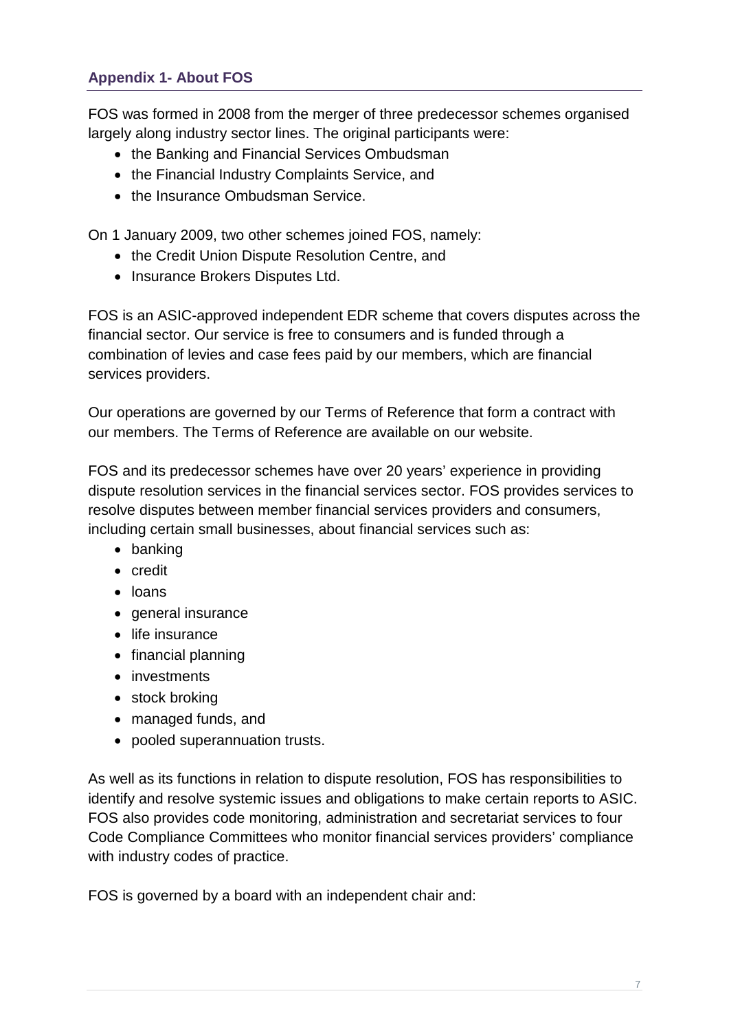## Appendix 1- About FOS

FOS was formed in 2008 from the merger of three predecessor schemes organised largely along industry sector lines. The original participants were:

- the Banking and Financial Services Ombudsman
- the Financial Industry Complaints Service, and
- the Insurance Ombudsman Service.

On 1 January 2009, two other schemes joined FOS, namely:

- the Credit Union Dispute Resolution Centre, and
- Insurance Brokers Disputes Ltd.

FOS is an ASIC-approved independent EDR scheme that covers disputes across the financial sector. Our service is free to consumers and is funded through a combination of levies and case fees paid by our members, which are financial services providers.

Our operations are governed by our Terms of Reference that form a contract with our members. The Terms of Reference are available on our website.

FOS and its predecessor schemes have over 20 years' experience in providing dispute resolution services in the financial services sector. FOS provides services to resolve disputes between member financial services providers and consumers, including certain small businesses, about financial services such as:

- banking
- credit
- loans
- general insurance
- life insurance
- financial planning
- investments
- stock broking
- managed funds, and
- pooled superannuation trusts.

As well as its functions in relation to dispute resolution, FOS has responsibilities to identify and resolve systemic issues and obligations to make certain reports to ASIC. FOS also provides code monitoring, administration and secretariat services to four Code Compliance Committees who monitor financial services providers' compliance with industry codes of practice.

FOS is governed by a board with an independent chair and: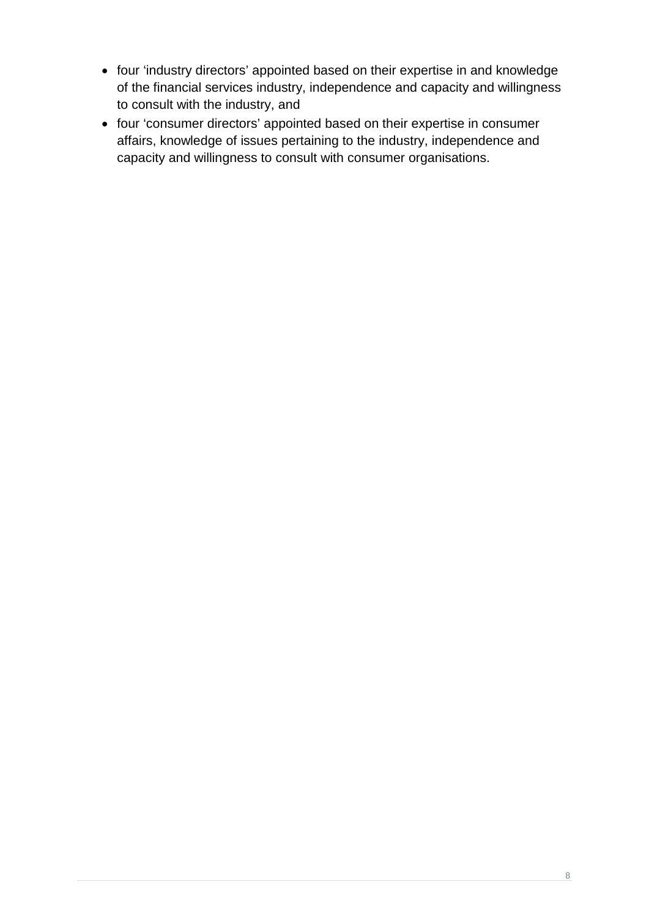- four 'industry directors' appointed based on their expertise in and knowledge of the financial services industry, independence and capacity and willingness to consult with the industry, and
- four 'consumer directors' appointed based on their expertise in consumer affairs, knowledge of issues pertaining to the industry, independence and capacity and willingness to consult with consumer organisations.